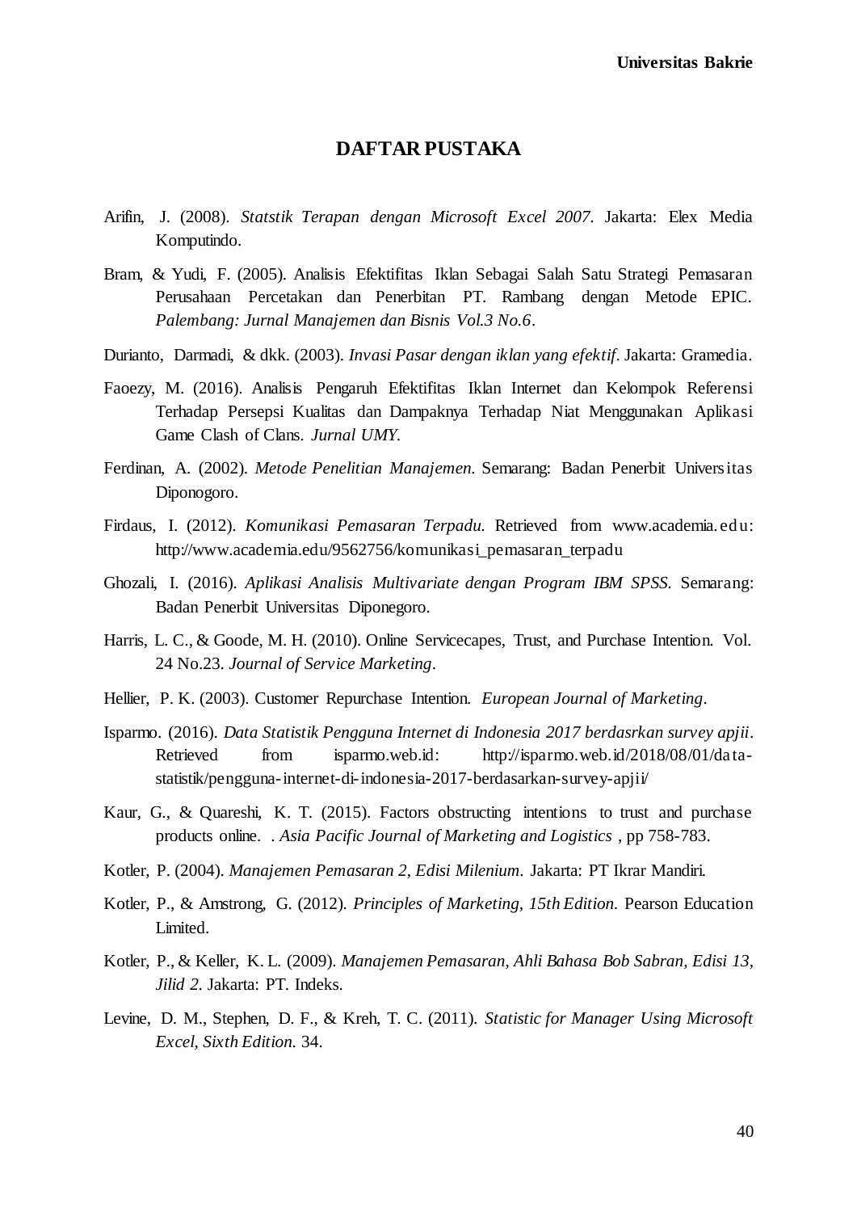# DAFTAR PUSTAKA

Arifin, J. (2008). *Statstik Terapan dengan Microsoft Excel 2007.* Jakarta: Elex Media Komputindo.

Bram, & Yudi, F. (2005). Analisis Efektifitas Iklan Sebagai Salah Satu Strategi Pemasaran Perusahaan Percetakan dan Penerbitan PT. Rambang dengan Metode EPIC. *Palembang: Jurnal Manajemen dan Bisnis Vol.3 No.6*.

Durianto, Darmadi, & dkk. (2003). *Invasi Pasar dengan iklan yang efektif*. Jakarta: Gramedia.

Faoezy, M. (2016). Analisis Pengaruh Efektifitas Iklan Internet dan Kelompok Referensi Terhadap Persepsi Kualitas dan Dampaknya Terhadap Niat Menggunakan Aplikasi Game Clash of Clans. *Jurnal UMY*.

Ferdinan, A. (2002). *Metode Penelitian Manajemen.* Semarang: Badan Penerbit Universitas Diponogoro.

Firdaus, I. (2012). *Komunikasi Pemasaran Terpadu.* Retrieved from www.academia.edu: http://www.academia.edu/9562756/komunikasi_pemasaran_terpadu

Ghozali, I. (2016). *Aplikasi Analisis Multivariate dengan Program IBM SPSS.* Semarang: Badan Penerbit Universitas Diponegoro.

Harris, L. C., & Goode, M. H. (2010). Online Servicecapes, Trust, and Purchase Intention. Vol. 24 No.23. *Journal of Service Marketing*.

Hellier, P. K. (2003). Customer Repurchase Intention. *European Journal of Marketing*.

Isparmo. (2016). *Data Statistik Pengguna Internet di Indonesia 2017 berdasrkan survey apjii*. Retrieved from isparmo.web.id: http://isparmo.web.id/2018/08/01/data-statistik/pengguna-internet-di-indonesia-2017-berdasarkan-survey-apjii/

Kaur, G., & Quareshi, K. T. (2015). Factors obstructing intentions to trust and purchase products online. . *Asia Pacific Journal of Marketing and Logistics* , pp 758-783.

Kotler, P. (2004). *Manajemen Pemasaran 2, Edisi Milenium.* Jakarta: PT Ikrar Mandiri.

Kotler, P., & Amstrong, G. (2012). *Principles of Marketing, 15th Edition.* Pearson Education Limited.

Kotler, P., & Keller, K. L. (2009). *Manajemen Pemasaran, Ahli Bahasa Bob Sabran, Edisi 13, Jilid 2.* Jakarta: PT. Indeks.

Levine, D. M., Stephen, D. F., & Kreh, T. C. (2011). *Statistic for Manager Using Microsoft Excel, Sixth Edition.* 34.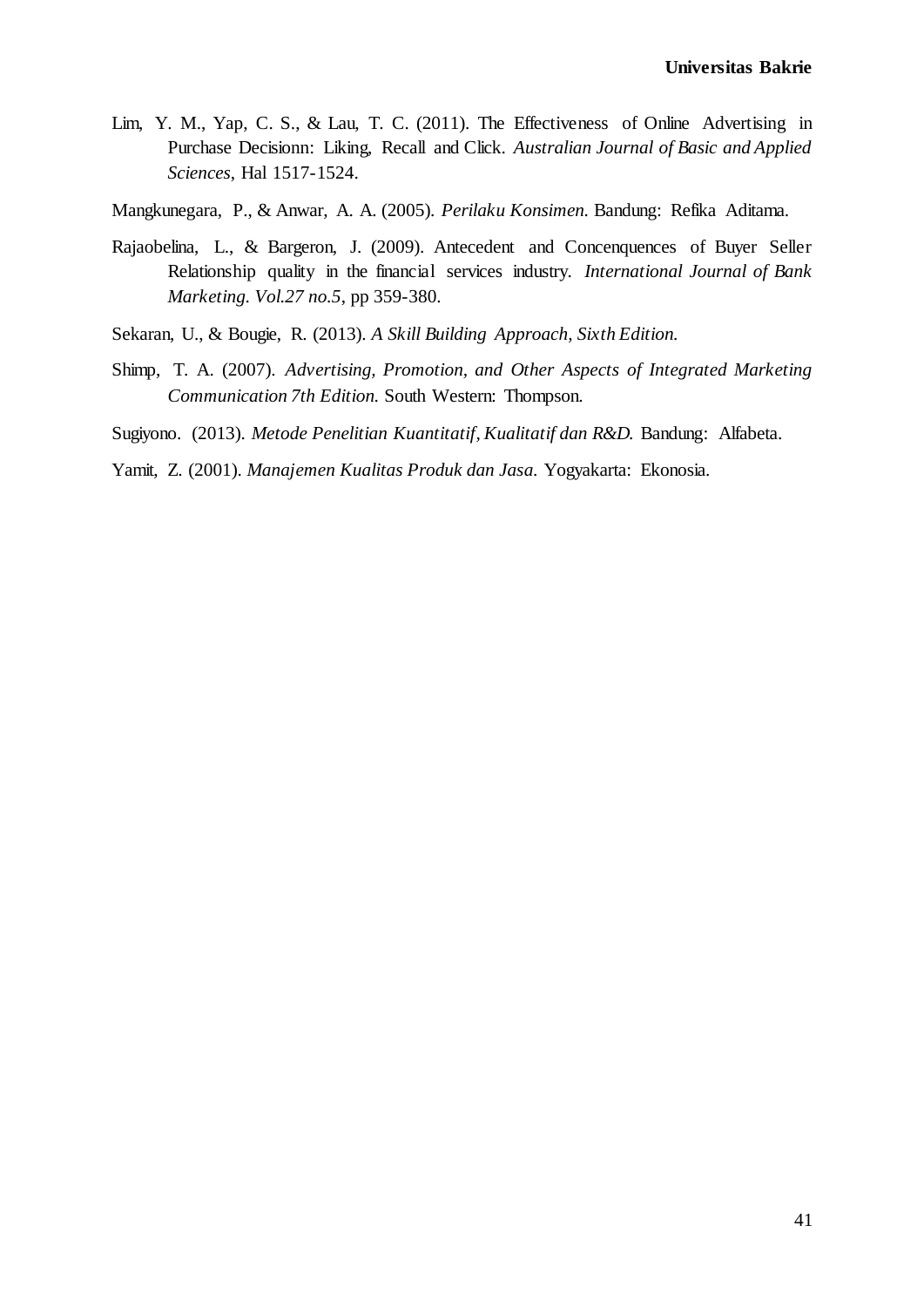Lim, Y. M., Yap, C. S., & Lau, T. C. (2011). The Effectiveness of Online Advertising in Purchase Decisionn: Liking, Recall and Click. *Australian Journal of Basic and Applied Sciences*, Hal 1517-1524.

Mangkunegara, P., & Anwar, A. A. (2005). *Perilaku Konsimen*. Bandung: Refika Aditama.

Rajaobelina, L., & Bargeron, J. (2009). Antecedent and Concenquences of Buyer Seller Relationship quality in the financial services industry. *International Journal of Bank Marketing. Vol.27 no.5*, pp 359-380.

Sekaran, U., & Bougie, R. (2013). *A Skill Building Approach, Sixth Edition.*

Shimp, T. A. (2007). *Advertising, Promotion, and Other Aspects of Integrated Marketing Communication 7th Edition.* South Western: Thompson.

Sugiyono. (2013). *Metode Penelitian Kuantitatif, Kualitatif dan R&D.* Bandung: Alfabeta.

Yamit, Z. (2001). *Manajemen Kualitas Produk dan Jasa*. Yogyakarta: Ekonosia.